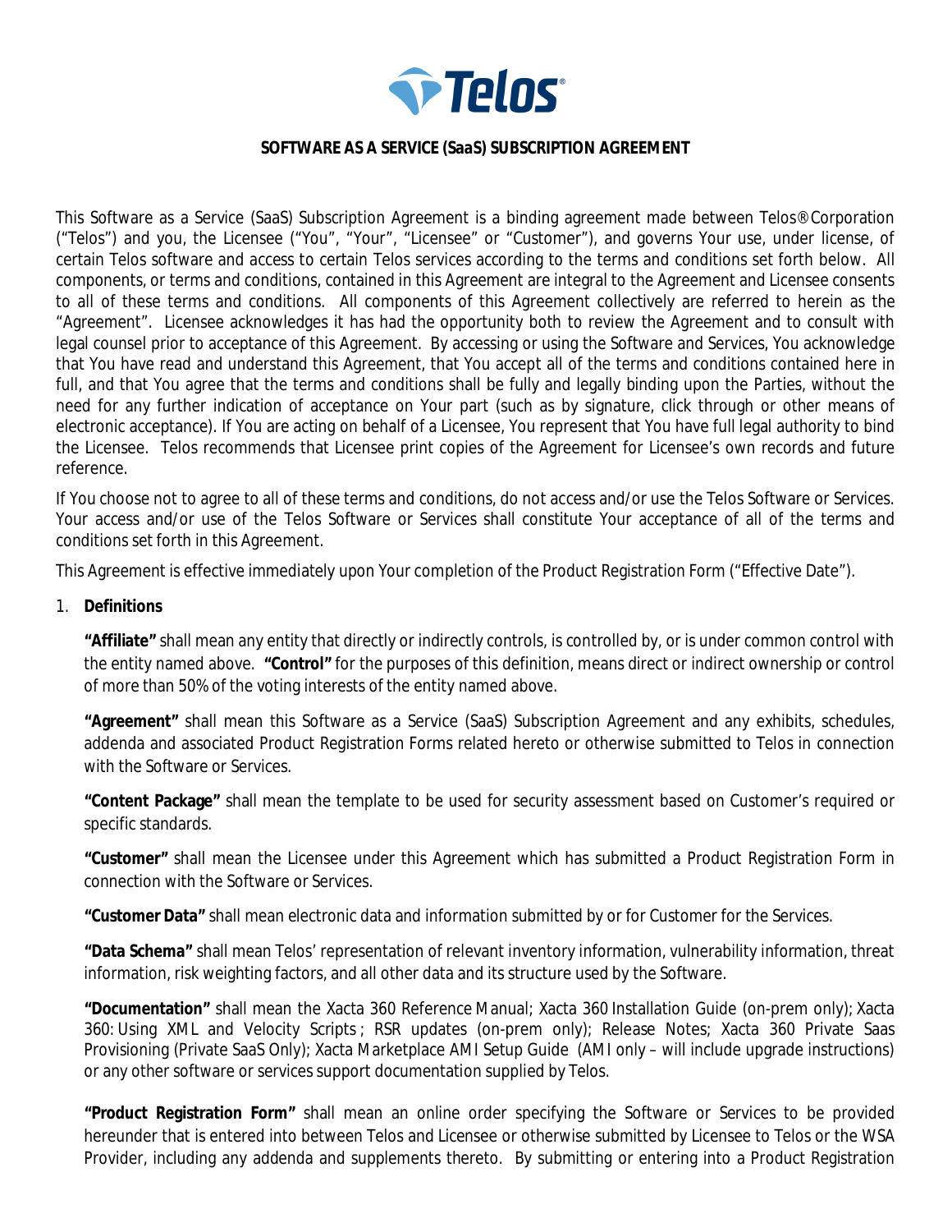# SOFTWARE AS A SERVICE (SaaS) SUBSCRIPTION AGREEMENT

This Software as a Service (SaaS) Subscription Agreement is a binding agreement made between Telos® Corporation ("Telos") and you, the Licensee ("You", "Your", "Licensee" or "Customer"), and governs Your use, under license, of certain Telos software and access to certain Telos services according to the terms and conditions set forth below. All components, or terms and conditions, contained in this Agreement are integral to the Agreement and Licensee consents to all of these terms and conditions. All components of this Agreement collectively are referred to herein as the "Agreement". Licensee acknowledges it has had the opportunity both to review the Agreement and to consult with legal counsel prior to acceptance of this Agreement. By accessing or using the Software and Services, You acknowledge that You have read and understand this Agreement, that You accept all of the terms and conditions contained here in full, and that You agree that the terms and conditions shall be fully and legally binding upon the Parties, without the need for any further indication of acceptance on Your part (such as by signature, click through or other means of electronic acceptance). If You are acting on behalf of a Licensee, You represent that You have full legal authority to bind the Licensee. Telos recommends that Licensee print copies of the Agreement for Licensee's own records and future reference.

If You choose not to agree to all of these terms and conditions, do not access and/or use the Telos Software or Services. Your access and/or use of the Telos Software or Services shall constitute Your acceptance of all of the terms and conditions set forth in this Agreement.

This Agreement is effective immediately upon Your completion of the Product Registration Form ("Effective Date").

1. **Definitions**

   **"Affiliate"** shall mean any entity that directly or indirectly controls, is controlled by, or is under common control with the entity named above. **"Control"** for the purposes of this definition, means direct or indirect ownership or control of more than 50% of the voting interests of the entity named above.

   **"Agreement"** shall mean this Software as a Service (SaaS) Subscription Agreement and any exhibits, schedules, addenda and associated Product Registration Forms related hereto or otherwise submitted to Telos in connection with the Software or Services.

   **"Content Package"** shall mean the template to be used for security assessment based on Customer's required or specific standards.

   **"Customer"** shall mean the Licensee under this Agreement which has submitted a Product Registration Form in connection with the Software or Services.

   **"Customer Data"** shall mean electronic data and information submitted by or for Customer for the Services.

   **"Data Schema"** shall mean Telos' representation of relevant inventory information, vulnerability information, threat information, risk weighting factors, and all other data and its structure used by the Software.

   **"Documentation"** shall mean the Xacta 360 Reference Manual; Xacta 360 Installation Guide (on-prem only); Xacta 360: Using XML and Velocity Scripts ; RSR updates (on-prem only); Release Notes; Xacta 360 Private Saas Provisioning (Private SaaS Only); Xacta Marketplace AMI Setup Guide (AMI only – will include upgrade instructions) or any other software or services support documentation supplied by Telos.

   **"Product Registration Form"** shall mean an online order specifying the Software or Services to be provided hereunder that is entered into between Telos and Licensee or otherwise submitted by Licensee to Telos or the WSA Provider, including any addenda and supplements thereto. By submitting or entering into a Product Registration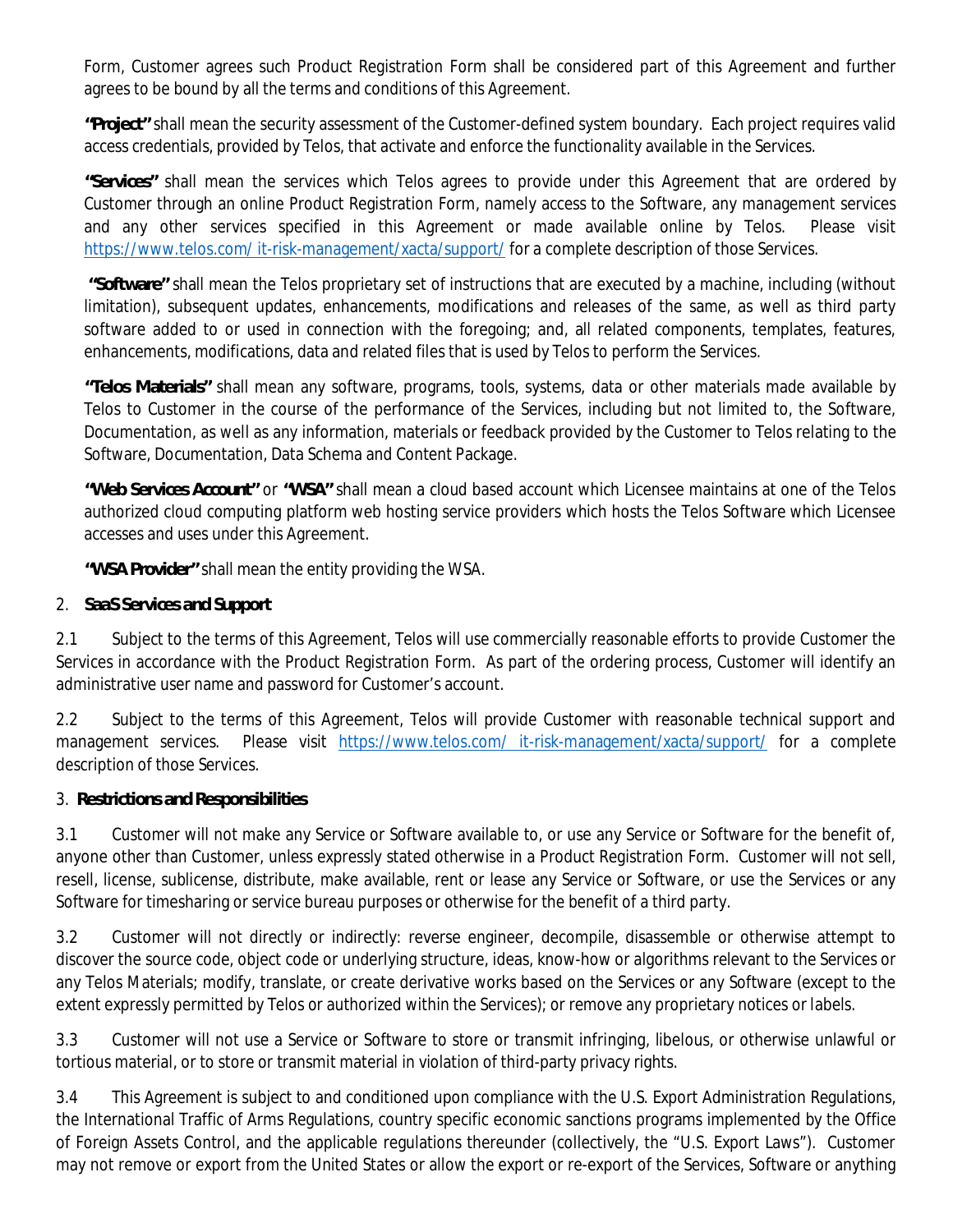Form, Customer agrees such Product Registration Form shall be considered part of this Agreement and further agrees to be bound by all the terms and conditions of this Agreement.

**"Project"** shall mean the security assessment of the Customer-defined system boundary. Each project requires valid access credentials, provided by Telos, that activate and enforce the functionality available in the Services.

**"Services"** shall mean the services which Telos agrees to provide under this Agreement that are ordered by Customer through an online Product Registration Form, namely access to the Software, any management services and any other services specified in this Agreement or made available online by Telos. Please visit https://www.telos.com/ it-risk-management/xacta/support/ for a complete description of those Services.

**"Software"** shall mean the Telos proprietary set of instructions that are executed by a machine, including (without limitation), subsequent updates, enhancements, modifications and releases of the same, as well as third party software added to or used in connection with the foregoing; and, all related components, templates, features, enhancements, modifications, data and related files that is used by Telos to perform the Services.

**"Telos Materials"** shall mean any software, programs, tools, systems, data or other materials made available by Telos to Customer in the course of the performance of the Services, including but not limited to, the Software, Documentation, as well as any information, materials or feedback provided by the Customer to Telos relating to the Software, Documentation, Data Schema and Content Package.

**"Web Services Account"** or **"WSA"** shall mean a cloud based account which Licensee maintains at one of the Telos authorized cloud computing platform web hosting service providers which hosts the Telos Software which Licensee accesses and uses under this Agreement.

**"WSA Provider"** shall mean the entity providing the WSA.

2. **SaaS Services and Support**

2.1 Subject to the terms of this Agreement, Telos will use commercially reasonable efforts to provide Customer the Services in accordance with the Product Registration Form. As part of the ordering process, Customer will identify an administrative user name and password for Customer's account.

2.2 Subject to the terms of this Agreement, Telos will provide Customer with reasonable technical support and management services. Please visit https://www.telos.com/ it-risk-management/xacta/support/ for a complete description of those Services.

3. **Restrictions and Responsibilities**

3.1 Customer will not make any Service or Software available to, or use any Service or Software for the benefit of, anyone other than Customer, unless expressly stated otherwise in a Product Registration Form. Customer will not sell, resell, license, sublicense, distribute, make available, rent or lease any Service or Software, or use the Services or any Software for timesharing or service bureau purposes or otherwise for the benefit of a third party.

3.2 Customer will not directly or indirectly: reverse engineer, decompile, disassemble or otherwise attempt to discover the source code, object code or underlying structure, ideas, know-how or algorithms relevant to the Services or any Telos Materials; modify, translate, or create derivative works based on the Services or any Software (except to the extent expressly permitted by Telos or authorized within the Services); or remove any proprietary notices or labels.

3.3 Customer will not use a Service or Software to store or transmit infringing, libelous, or otherwise unlawful or tortious material, or to store or transmit material in violation of third-party privacy rights.

3.4 This Agreement is subject to and conditioned upon compliance with the U.S. Export Administration Regulations, the International Traffic of Arms Regulations, country specific economic sanctions programs implemented by the Office of Foreign Assets Control, and the applicable regulations thereunder (collectively, the "U.S. Export Laws"). Customer may not remove or export from the United States or allow the export or re-export of the Services, Software or anything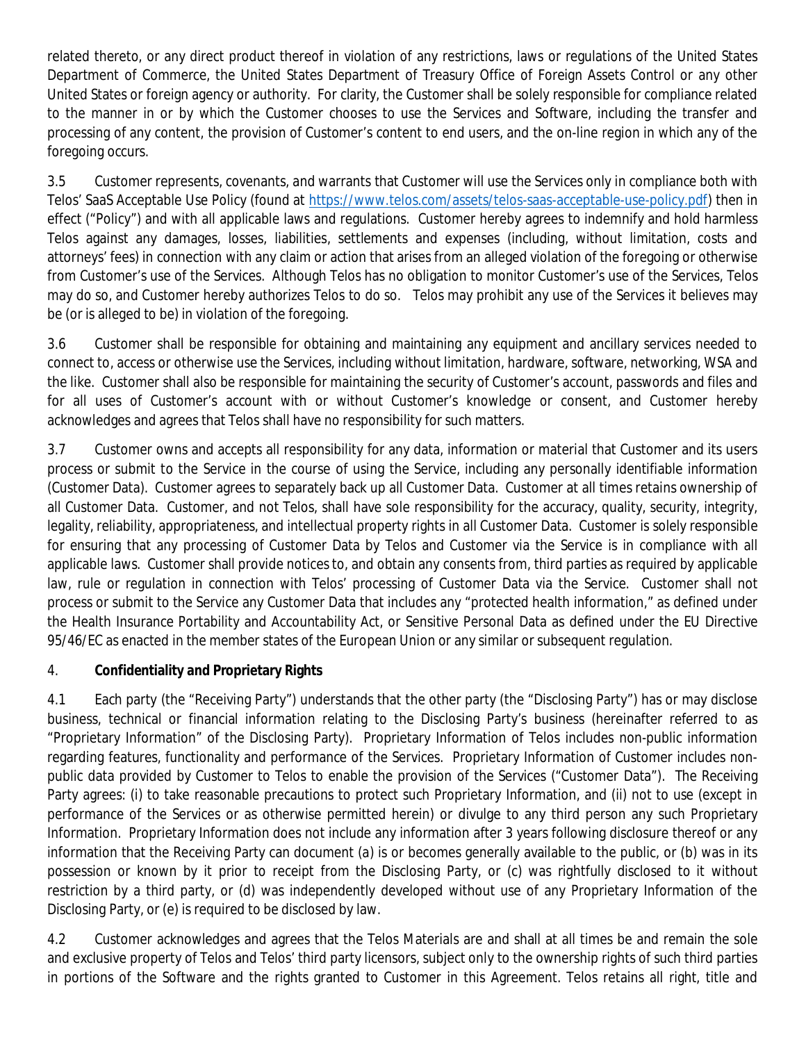related thereto, or any direct product thereof in violation of any restrictions, laws or regulations of the United States Department of Commerce, the United States Department of Treasury Office of Foreign Assets Control or any other United States or foreign agency or authority. For clarity, the Customer shall be solely responsible for compliance related to the manner in or by which the Customer chooses to use the Services and Software, including the transfer and processing of any content, the provision of Customer's content to end users, and the on-line region in which any of the foregoing occurs.

3.5 Customer represents, covenants, and warrants that Customer will use the Services only in compliance both with Telos' SaaS Acceptable Use Policy (found at https://www.telos.com/assets/telos-saas-acceptable-use-policy.pdf) then in effect ("Policy") and with all applicable laws and regulations. Customer hereby agrees to indemnify and hold harmless Telos against any damages, losses, liabilities, settlements and expenses (including, without limitation, costs and attorneys' fees) in connection with any claim or action that arises from an alleged violation of the foregoing or otherwise from Customer's use of the Services. Although Telos has no obligation to monitor Customer's use of the Services, Telos may do so, and Customer hereby authorizes Telos to do so. Telos may prohibit any use of the Services it believes may be (or is alleged to be) in violation of the foregoing.

3.6 Customer shall be responsible for obtaining and maintaining any equipment and ancillary services needed to connect to, access or otherwise use the Services, including without limitation, hardware, software, networking, WSA and the like. Customer shall also be responsible for maintaining the security of Customer's account, passwords and files and for all uses of Customer's account with or without Customer's knowledge or consent, and Customer hereby acknowledges and agrees that Telos shall have no responsibility for such matters.

3.7 Customer owns and accepts all responsibility for any data, information or material that Customer and its users process or submit to the Service in the course of using the Service, including any personally identifiable information (Customer Data). Customer agrees to separately back up all Customer Data. Customer at all times retains ownership of all Customer Data. Customer, and not Telos, shall have sole responsibility for the accuracy, quality, security, integrity, legality, reliability, appropriateness, and intellectual property rights in all Customer Data. Customer is solely responsible for ensuring that any processing of Customer Data by Telos and Customer via the Service is in compliance with all applicable laws. Customer shall provide notices to, and obtain any consents from, third parties as required by applicable law, rule or regulation in connection with Telos' processing of Customer Data via the Service. Customer shall not process or submit to the Service any Customer Data that includes any "protected health information," as defined under the Health Insurance Portability and Accountability Act, or Sensitive Personal Data as defined under the EU Directive 95/46/EC as enacted in the member states of the European Union or any similar or subsequent regulation.

4. **Confidentiality and Proprietary Rights**

4.1 Each party (the "Receiving Party") understands that the other party (the "Disclosing Party") has or may disclose business, technical or financial information relating to the Disclosing Party's business (hereinafter referred to as "Proprietary Information" of the Disclosing Party). Proprietary Information of Telos includes non-public information regarding features, functionality and performance of the Services. Proprietary Information of Customer includes non-public data provided by Customer to Telos to enable the provision of the Services ("Customer Data"). The Receiving Party agrees: (i) to take reasonable precautions to protect such Proprietary Information, and (ii) not to use (except in performance of the Services or as otherwise permitted herein) or divulge to any third person any such Proprietary Information. Proprietary Information does not include any information after 3 years following disclosure thereof or any information that the Receiving Party can document (a) is or becomes generally available to the public, or (b) was in its possession or known by it prior to receipt from the Disclosing Party, or (c) was rightfully disclosed to it without restriction by a third party, or (d) was independently developed without use of any Proprietary Information of the Disclosing Party, or (e) is required to be disclosed by law.

4.2 Customer acknowledges and agrees that the Telos Materials are and shall at all times be and remain the sole and exclusive property of Telos and Telos' third party licensors, subject only to the ownership rights of such third parties in portions of the Software and the rights granted to Customer in this Agreement. Telos retains all right, title and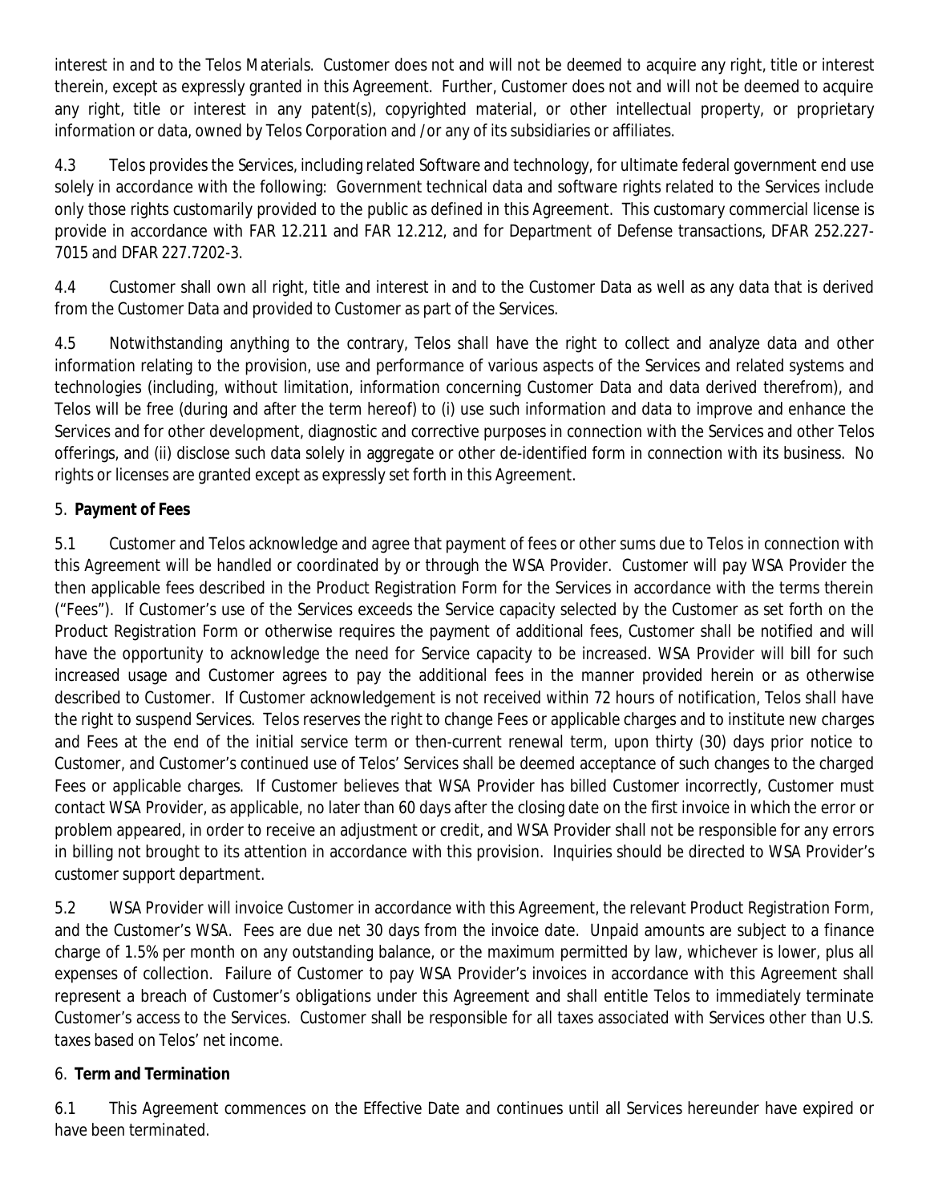interest in and to the Telos Materials. Customer does not and will not be deemed to acquire any right, title or interest therein, except as expressly granted in this Agreement. Further, Customer does not and will not be deemed to acquire any right, title or interest in any patent(s), copyrighted material, or other intellectual property, or proprietary information or data, owned by Telos Corporation and /or any of its subsidiaries or affiliates.

4.3 Telos provides the Services, including related Software and technology, for ultimate federal government end use solely in accordance with the following: Government technical data and software rights related to the Services include only those rights customarily provided to the public as defined in this Agreement. This customary commercial license is provide in accordance with FAR 12.211 and FAR 12.212, and for Department of Defense transactions, DFAR 252.227-7015 and DFAR 227.7202-3.

4.4 Customer shall own all right, title and interest in and to the Customer Data as well as any data that is derived from the Customer Data and provided to Customer as part of the Services.

4.5 Notwithstanding anything to the contrary, Telos shall have the right to collect and analyze data and other information relating to the provision, use and performance of various aspects of the Services and related systems and technologies (including, without limitation, information concerning Customer Data and data derived therefrom), and Telos will be free (during and after the term hereof) to (i) use such information and data to improve and enhance the Services and for other development, diagnostic and corrective purposes in connection with the Services and other Telos offerings, and (ii) disclose such data solely in aggregate or other de-identified form in connection with its business. No rights or licenses are granted except as expressly set forth in this Agreement.

## 5. **Payment of Fees**

5.1 Customer and Telos acknowledge and agree that payment of fees or other sums due to Telos in connection with this Agreement will be handled or coordinated by or through the WSA Provider. Customer will pay WSA Provider the then applicable fees described in the Product Registration Form for the Services in accordance with the terms therein ("Fees"). If Customer's use of the Services exceeds the Service capacity selected by the Customer as set forth on the Product Registration Form or otherwise requires the payment of additional fees, Customer shall be notified and will have the opportunity to acknowledge the need for Service capacity to be increased. WSA Provider will bill for such increased usage and Customer agrees to pay the additional fees in the manner provided herein or as otherwise described to Customer. If Customer acknowledgement is not received within 72 hours of notification, Telos shall have the right to suspend Services. Telos reserves the right to change Fees or applicable charges and to institute new charges and Fees at the end of the initial service term or then-current renewal term, upon thirty (30) days prior notice to Customer, and Customer's continued use of Telos' Services shall be deemed acceptance of such changes to the charged Fees or applicable charges. If Customer believes that WSA Provider has billed Customer incorrectly, Customer must contact WSA Provider, as applicable, no later than 60 days after the closing date on the first invoice in which the error or problem appeared, in order to receive an adjustment or credit, and WSA Provider shall not be responsible for any errors in billing not brought to its attention in accordance with this provision. Inquiries should be directed to WSA Provider's customer support department.

5.2 WSA Provider will invoice Customer in accordance with this Agreement, the relevant Product Registration Form, and the Customer's WSA. Fees are due net 30 days from the invoice date. Unpaid amounts are subject to a finance charge of 1.5% per month on any outstanding balance, or the maximum permitted by law, whichever is lower, plus all expenses of collection. Failure of Customer to pay WSA Provider's invoices in accordance with this Agreement shall represent a breach of Customer's obligations under this Agreement and shall entitle Telos to immediately terminate Customer's access to the Services. Customer shall be responsible for all taxes associated with Services other than U.S. taxes based on Telos' net income.

## 6. **Term and Termination**

6.1 This Agreement commences on the Effective Date and continues until all Services hereunder have expired or have been terminated.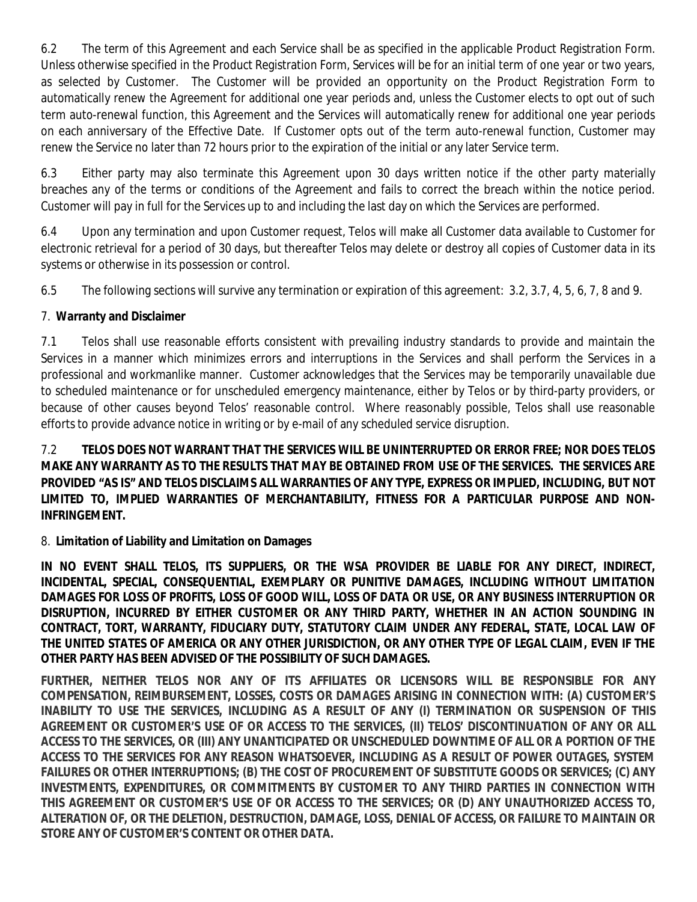6.2 The term of this Agreement and each Service shall be as specified in the applicable Product Registration Form. Unless otherwise specified in the Product Registration Form, Services will be for an initial term of one year or two years, as selected by Customer. The Customer will be provided an opportunity on the Product Registration Form to automatically renew the Agreement for additional one year periods and, unless the Customer elects to opt out of such term auto-renewal function, this Agreement and the Services will automatically renew for additional one year periods on each anniversary of the Effective Date. If Customer opts out of the term auto-renewal function, Customer may renew the Service no later than 72 hours prior to the expiration of the initial or any later Service term.

6.3 Either party may also terminate this Agreement upon 30 days written notice if the other party materially breaches any of the terms or conditions of the Agreement and fails to correct the breach within the notice period. Customer will pay in full for the Services up to and including the last day on which the Services are performed.

6.4 Upon any termination and upon Customer request, Telos will make all Customer data available to Customer for electronic retrieval for a period of 30 days, but thereafter Telos may delete or destroy all copies of Customer data in its systems or otherwise in its possession or control.

6.5 The following sections will survive any termination or expiration of this agreement: 3.2, 3.7, 4, 5, 6, 7, 8 and 9.

## 7. Warranty and Disclaimer

7.1 Telos shall use reasonable efforts consistent with prevailing industry standards to provide and maintain the Services in a manner which minimizes errors and interruptions in the Services and shall perform the Services in a professional and workmanlike manner. Customer acknowledges that the Services may be temporarily unavailable due to scheduled maintenance or for unscheduled emergency maintenance, either by Telos or by third-party providers, or because of other causes beyond Telos' reasonable control. Where reasonably possible, Telos shall use reasonable efforts to provide advance notice in writing or by e-mail of any scheduled service disruption.

7.2 **TELOS DOES NOT WARRANT THAT THE SERVICES WILL BE UNINTERRUPTED OR ERROR FREE; NOR DOES TELOS MAKE ANY WARRANTY AS TO THE RESULTS THAT MAY BE OBTAINED FROM USE OF THE SERVICES. THE SERVICES ARE PROVIDED "AS IS" AND TELOS DISCLAIMS ALL WARRANTIES OF ANY TYPE, EXPRESS OR IMPLIED, INCLUDING, BUT NOT LIMITED TO, IMPLIED WARRANTIES OF MERCHANTABILITY, FITNESS FOR A PARTICULAR PURPOSE AND NON-INFRINGEMENT.**

## 8. Limitation of Liability and Limitation on Damages

**IN NO EVENT SHALL TELOS, ITS SUPPLIERS, OR THE WSA PROVIDER BE LIABLE FOR ANY DIRECT, INDIRECT, INCIDENTAL, SPECIAL, CONSEQUENTIAL, EXEMPLARY OR PUNITIVE DAMAGES, INCLUDING WITHOUT LIMITATION DAMAGES FOR LOSS OF PROFITS, LOSS OF GOOD WILL, LOSS OF DATA OR USE, OR ANY BUSINESS INTERRUPTION OR DISRUPTION, INCURRED BY EITHER CUSTOMER OR ANY THIRD PARTY, WHETHER IN AN ACTION SOUNDING IN CONTRACT, TORT, WARRANTY, FIDUCIARY DUTY, STATUTORY CLAIM UNDER ANY FEDERAL, STATE, LOCAL LAW OF THE UNITED STATES OF AMERICA OR ANY OTHER JURISDICTION, OR ANY OTHER TYPE OF LEGAL CLAIM, EVEN IF THE OTHER PARTY HAS BEEN ADVISED OF THE POSSIBILITY OF SUCH DAMAGES.**

**FURTHER, NEITHER TELOS NOR ANY OF ITS AFFILIATES OR LICENSORS WILL BE RESPONSIBLE FOR ANY COMPENSATION, REIMBURSEMENT, LOSSES, COSTS OR DAMAGES ARISING IN CONNECTION WITH: (A) CUSTOMER'S INABILITY TO USE THE SERVICES, INCLUDING AS A RESULT OF ANY (I) TERMINATION OR SUSPENSION OF THIS AGREEMENT OR CUSTOMER'S USE OF OR ACCESS TO THE SERVICES, (II) TELOS' DISCONTINUATION OF ANY OR ALL ACCESS TO THE SERVICES, OR (III) ANY UNANTICIPATED OR UNSCHEDULED DOWNTIME OF ALL OR A PORTION OF THE ACCESS TO THE SERVICES FOR ANY REASON WHATSOEVER, INCLUDING AS A RESULT OF POWER OUTAGES, SYSTEM FAILURES OR OTHER INTERRUPTIONS; (B) THE COST OF PROCUREMENT OF SUBSTITUTE GOODS OR SERVICES; (C) ANY INVESTMENTS, EXPENDITURES, OR COMMITMENTS BY CUSTOMER TO ANY THIRD PARTIES IN CONNECTION WITH THIS AGREEMENT OR CUSTOMER'S USE OF OR ACCESS TO THE SERVICES; OR (D) ANY UNAUTHORIZED ACCESS TO, ALTERATION OF, OR THE DELETION, DESTRUCTION, DAMAGE, LOSS, DENIAL OF ACCESS, OR FAILURE TO MAINTAIN OR STORE ANY OF CUSTOMER'S CONTENT OR OTHER DATA.**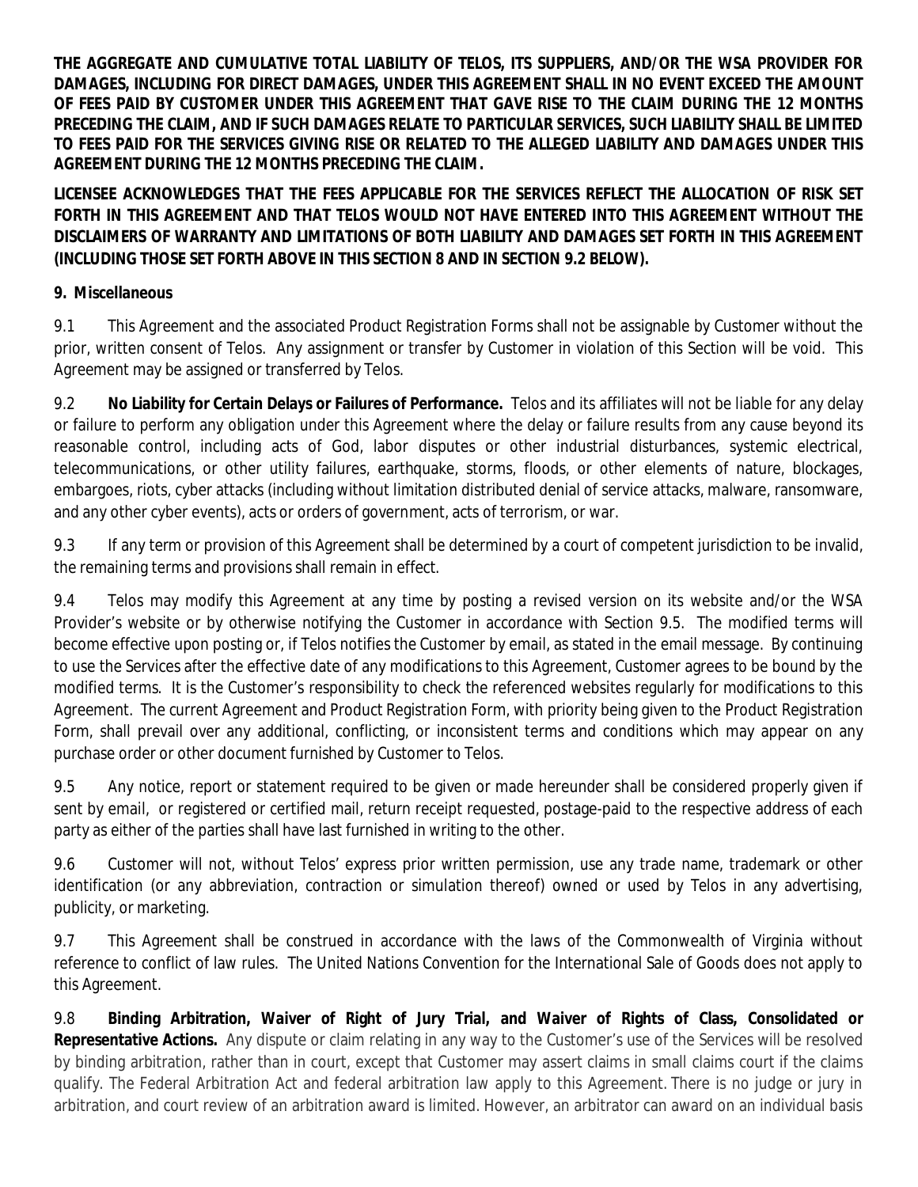**THE AGGREGATE AND CUMULATIVE TOTAL LIABILITY OF TELOS, ITS SUPPLIERS, AND/OR THE WSA PROVIDER FOR DAMAGES, INCLUDING FOR DIRECT DAMAGES, UNDER THIS AGREEMENT SHALL IN NO EVENT EXCEED THE AMOUNT OF FEES PAID BY CUSTOMER UNDER THIS AGREEMENT THAT GAVE RISE TO THE CLAIM DURING THE 12 MONTHS PRECEDING THE CLAIM, AND IF SUCH DAMAGES RELATE TO PARTICULAR SERVICES, SUCH LIABILITY SHALL BE LIMITED TO FEES PAID FOR THE SERVICES GIVING RISE OR RELATED TO THE ALLEGED LIABILITY AND DAMAGES UNDER THIS AGREEMENT DURING THE 12 MONTHS PRECEDING THE CLAIM.**

**LICENSEE ACKNOWLEDGES THAT THE FEES APPLICABLE FOR THE SERVICES REFLECT THE ALLOCATION OF RISK SET FORTH IN THIS AGREEMENT AND THAT TELOS WOULD NOT HAVE ENTERED INTO THIS AGREEMENT WITHOUT THE DISCLAIMERS OF WARRANTY AND LIMITATIONS OF BOTH LIABILITY AND DAMAGES SET FORTH IN THIS AGREEMENT (INCLUDING THOSE SET FORTH ABOVE IN THIS SECTION 8 AND IN SECTION 9.2 BELOW).**

**9. Miscellaneous**

9.1 This Agreement and the associated Product Registration Forms shall not be assignable by Customer without the prior, written consent of Telos. Any assignment or transfer by Customer in violation of this Section will be void. This Agreement may be assigned or transferred by Telos.

9.2 **No Liability for Certain Delays or Failures of Performance.** Telos and its affiliates will not be liable for any delay or failure to perform any obligation under this Agreement where the delay or failure results from any cause beyond its reasonable control, including acts of God, labor disputes or other industrial disturbances, systemic electrical, telecommunications, or other utility failures, earthquake, storms, floods, or other elements of nature, blockages, embargoes, riots, cyber attacks (including without limitation distributed denial of service attacks, malware, ransomware, and any other cyber events), acts or orders of government, acts of terrorism, or war.

9.3 If any term or provision of this Agreement shall be determined by a court of competent jurisdiction to be invalid, the remaining terms and provisions shall remain in effect.

9.4 Telos may modify this Agreement at any time by posting a revised version on its website and/or the WSA Provider's website or by otherwise notifying the Customer in accordance with Section 9.5. The modified terms will become effective upon posting or, if Telos notifies the Customer by email, as stated in the email message. By continuing to use the Services after the effective date of any modifications to this Agreement, Customer agrees to be bound by the modified terms. It is the Customer's responsibility to check the referenced websites regularly for modifications to this Agreement. The current Agreement and Product Registration Form, with priority being given to the Product Registration Form, shall prevail over any additional, conflicting, or inconsistent terms and conditions which may appear on any purchase order or other document furnished by Customer to Telos.

9.5 Any notice, report or statement required to be given or made hereunder shall be considered properly given if sent by email, or registered or certified mail, return receipt requested, postage-paid to the respective address of each party as either of the parties shall have last furnished in writing to the other.

9.6 Customer will not, without Telos' express prior written permission, use any trade name, trademark or other identification (or any abbreviation, contraction or simulation thereof) owned or used by Telos in any advertising, publicity, or marketing.

9.7 This Agreement shall be construed in accordance with the laws of the Commonwealth of Virginia without reference to conflict of law rules. The United Nations Convention for the International Sale of Goods does not apply to this Agreement.

9.8 **Binding Arbitration, Waiver of Right of Jury Trial, and Waiver of Rights of Class, Consolidated or Representative Actions.** Any dispute or claim relating in any way to the Customer's use of the Services will be resolved by binding arbitration, rather than in court, except that Customer may assert claims in small claims court if the claims qualify. The Federal Arbitration Act and federal arbitration law apply to this Agreement. There is no judge or jury in arbitration, and court review of an arbitration award is limited. However, an arbitrator can award on an individual basis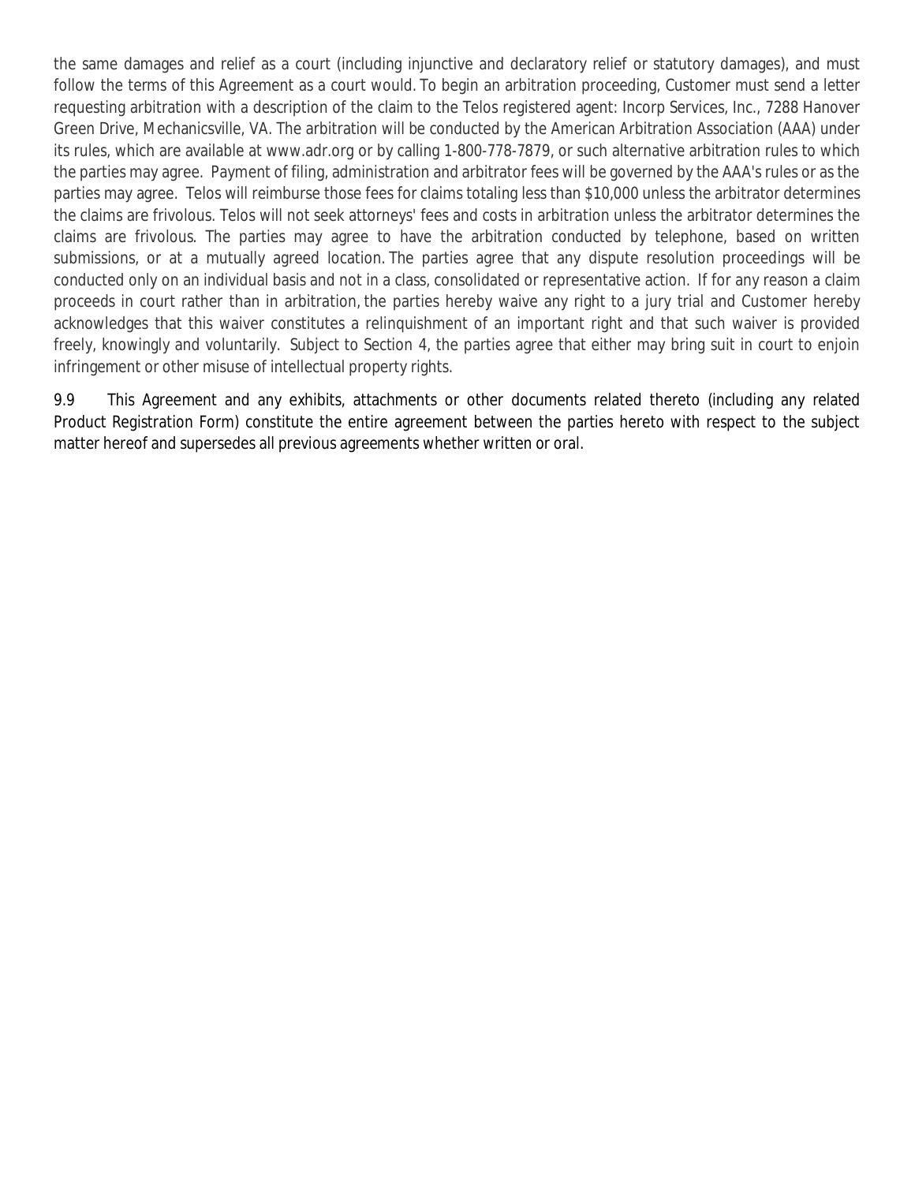the same damages and relief as a court (including injunctive and declaratory relief or statutory damages), and must follow the terms of this Agreement as a court would. To begin an arbitration proceeding, Customer must send a letter requesting arbitration with a description of the claim to the Telos registered agent: Incorp Services, Inc., 7288 Hanover Green Drive, Mechanicsville, VA. The arbitration will be conducted by the American Arbitration Association (AAA) under its rules, which are available at www.adr.org or by calling 1-800-778-7879, or such alternative arbitration rules to which the parties may agree. Payment of filing, administration and arbitrator fees will be governed by the AAA's rules or as the parties may agree. Telos will reimburse those fees for claims totaling less than $10,000 unless the arbitrator determines the claims are frivolous. Telos will not seek attorneys' fees and costs in arbitration unless the arbitrator determines the claims are frivolous. The parties may agree to have the arbitration conducted by telephone, based on written submissions, or at a mutually agreed location. The parties agree that any dispute resolution proceedings will be conducted only on an individual basis and not in a class, consolidated or representative action. If for any reason a claim proceeds in court rather than in arbitration, the parties hereby waive any right to a jury trial and Customer hereby acknowledges that this waiver constitutes a relinquishment of an important right and that such waiver is provided freely, knowingly and voluntarily. Subject to Section 4, the parties agree that either may bring suit in court to enjoin infringement or other misuse of intellectual property rights.

9.9 This Agreement and any exhibits, attachments or other documents related thereto (including any related Product Registration Form) constitute the entire agreement between the parties hereto with respect to the subject matter hereof and supersedes all previous agreements whether written or oral.